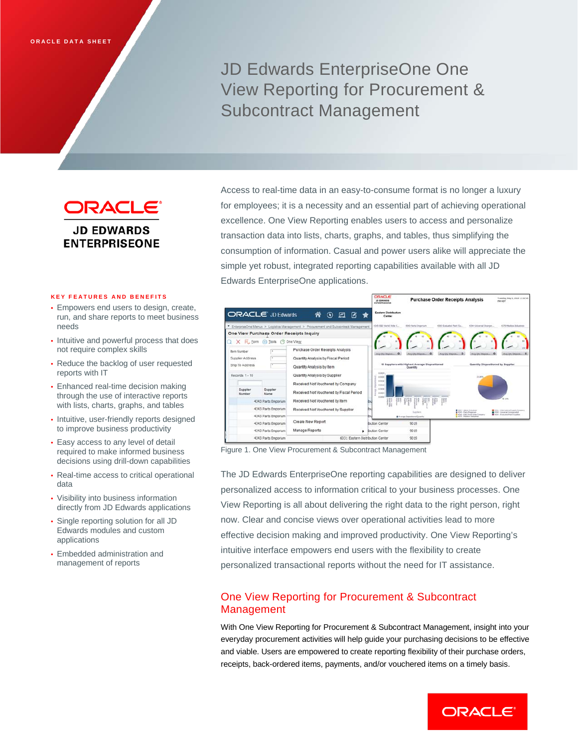ORACLE DATA SHEET

# JD Edwards EnterpriseOne One View Reporting for Procurement & Subcontract Management

ORACLE

JD EDWARDS ENTERPRISEONE

Access to real-time data in an easy-to-consume format is no longer a luxury for employees; it is a necessity and an essential part of achieving operational excellence. One View Reporting enables users to access and personalize transaction data into lists, charts, graphs, and tables, thus simplifying the consumption of information. Casual and power users alike will appreciate the simple yet robust, integrated reporting capabilities available with all JD Edwards EnterpriseOne applications.

## KEY FEATURES AND BENEFITS

- Empowers end users to design, create, run, and share reports to meet business needs
- Intuitive and powerful process that does not require complex skills
- Reduce the backlog of user requested reports with IT
- Enhanced real-time decision making through the use of interactive reports with lists, charts, graphs, and tables
- Intuitive, user-friendly reports designed to improve business productivity
- Easy access to any level of detail required to make informed business decisions using drill-down capabilities
- Real-time access to critical operational data
- Visibility into business information directly from JD Edwards applications
- Single reporting solution for all JD Edwards modules and custom applications
- Embedded administration and management of reports

Figure 1. One View Procurement & Subcontract Management

The JD Edwards EnterpriseOne reporting capabilities are designed to deliver personalized access to information critical to your business processes. One View Reporting is all about delivering the right data to the right person, right now. Clear and concise views over operational activities lead to more effective decision making and improved productivity. One View Reporting's intuitive interface empowers end users with the flexibility to create personalized transactional reports without the need for IT assistance.

## One View Reporting for Procurement & Subcontract Management

With One View Reporting for Procurement & Subcontract Management, insight into your everyday procurement activities will help guide your purchasing decisions to be effective and viable. Users are empowered to create reporting flexibility of their purchase orders, receipts, back-ordered items, payments, and/or vouchered items on a timely basis.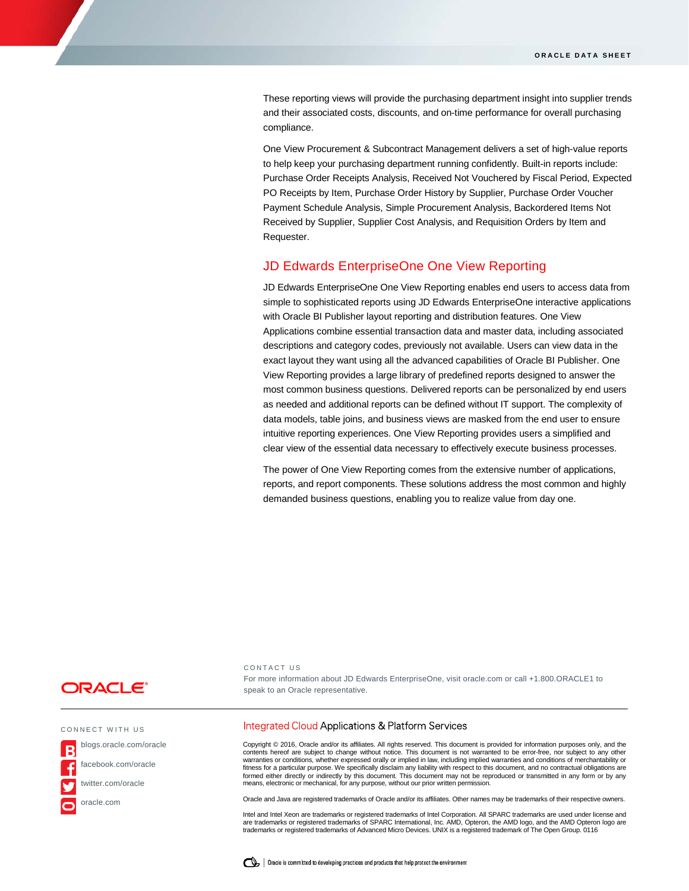These reporting views will provide the purchasing department insight into supplier trends and their associated costs, discounts, and on-time performance for overall purchasing compliance.

One View Procurement & Subcontract Management delivers a set of high-value reports to help keep your purchasing department running confidently. Built-in reports include: Purchase Order Receipts Analysis, Received Not Vouchered by Fiscal Period, Expected PO Receipts by Item, Purchase Order History by Supplier, Purchase Order Voucher Payment Schedule Analysis, Simple Procurement Analysis, Backordered Items Not Received by Supplier, Supplier Cost Analysis, and Requisition Orders by Item and Requester.

## JD Edwards EnterpriseOne One View Reporting

JD Edwards EnterpriseOne One View Reporting enables end users to access data from simple to sophisticated reports using JD Edwards EnterpriseOne interactive applications with Oracle BI Publisher layout reporting and distribution features. One View Applications combine essential transaction data and master data, including associated descriptions and category codes, previously not available. Users can view data in the exact layout they want using all the advanced capabilities of Oracle BI Publisher. One View Reporting provides a large library of predefined reports designed to answer the most common business questions. Delivered reports can be personalized by end users as needed and additional reports can be defined without IT support. The complexity of data models, table joins, and business views are masked from the end user to ensure intuitive reporting experiences. One View Reporting provides users a simplified and clear view of the essential data necessary to effectively execute business processes.

The power of One View Reporting comes from the extensive number of applications, reports, and report components. These solutions address the most common and highly demanded business questions, enabling you to realize value from day one.

ORACLE

CONTACT US

For more information about JD Edwards EnterpriseOne, visit oracle.com or call +1.800.ORACLE1 to speak to an Oracle representative.

CONNECT WITH US

- blogs.oracle.com/oracle
- facebook.com/oracle
- twitter.com/oracle
- oracle.com

Integrated Cloud Applications & Platform Services

Copyright © 2016, Oracle and/or its affiliates. All rights reserved. This document is provided for information purposes only, and the contents hereof are subject to change without notice. This document is not warranted to be error-free, nor subject to any other warranties or conditions, whether expressed orally or implied in law, including implied warranties and conditions of merchantability or fitness for a particular purpose. We specifically disclaim any liability with respect to this document, and no contractual obligations are formed either directly or indirectly by this document. This document may not be reproduced or transmitted in any form or by any means, electronic or mechanical, for any purpose, without our prior written permission.

Oracle and Java are registered trademarks of Oracle and/or its affiliates. Other names may be trademarks of their respective owners.

Intel and Intel Xeon are trademarks or registered trademarks of Intel Corporation. All SPARC trademarks are used under license and are trademarks or registered trademarks of SPARC International, Inc. AMD, Opteron, the AMD logo, and the AMD Opteron logo are trademarks or registered trademarks of Advanced Micro Devices. UNIX is a registered trademark of The Open Group. 0116

Oracle is committed to developing practices and products that help protect the environment